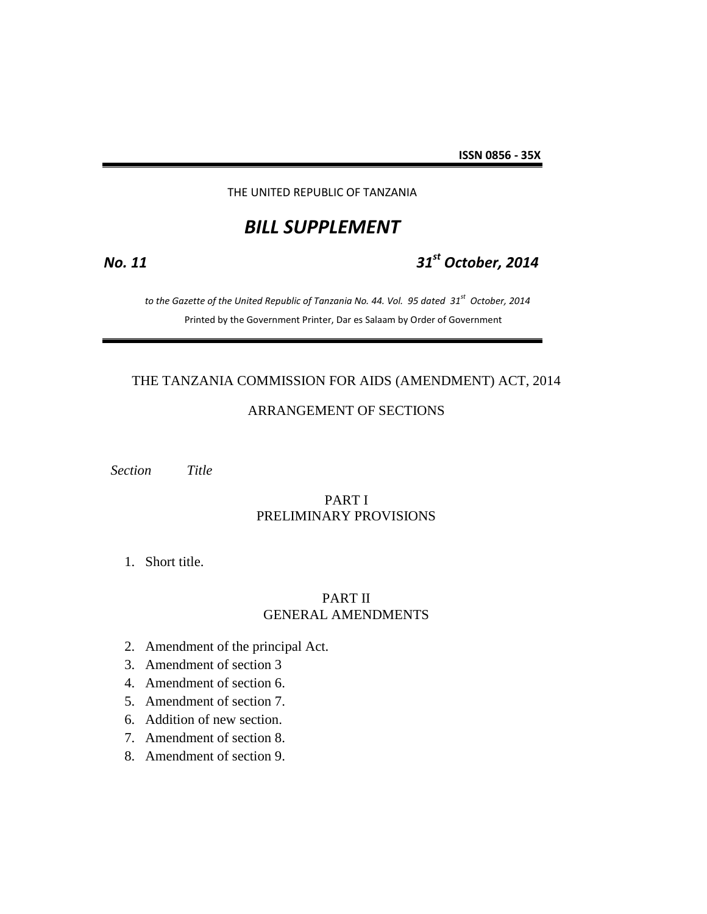**ISSN 0856 - 35X**

THE UNITED REPUBLIC OF TANZANIA

# *BILL SUPPLEMENT*

***No. 11*** ***31st October, 2014***

*to the Gazette of the United Republic of Tanzania No. 44. Vol. 95 dated 31st October, 2014*

Printed by the Government Printer, Dar es Salaam by Order of Government

## THE TANZANIA COMMISSION FOR AIDS (AMENDMENT) ACT, 2014

### ARRANGEMENT OF SECTIONS

*Section* *Title*

PART I
PRELIMINARY PROVISIONS

1. Short title.

PART II
GENERAL AMENDMENTS

2. Amendment of the principal Act.
3. Amendment of section 3
4. Amendment of section 6.
5. Amendment of section 7.
6. Addition of new section.
7. Amendment of section 8.
8. Amendment of section 9.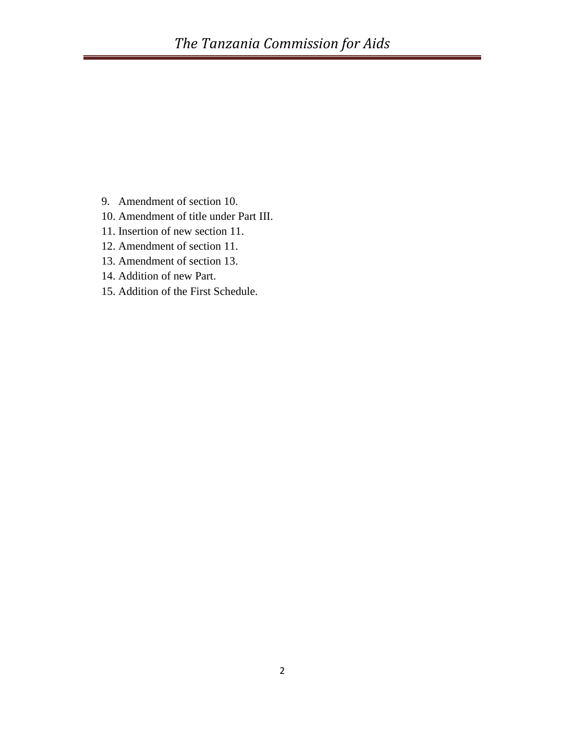9. Amendment of section 10.
10. Amendment of title under Part III.
11. Insertion of new section 11.
12. Amendment of section 11.
13. Amendment of section 13.
14. Addition of new Part.
15. Addition of the First Schedule.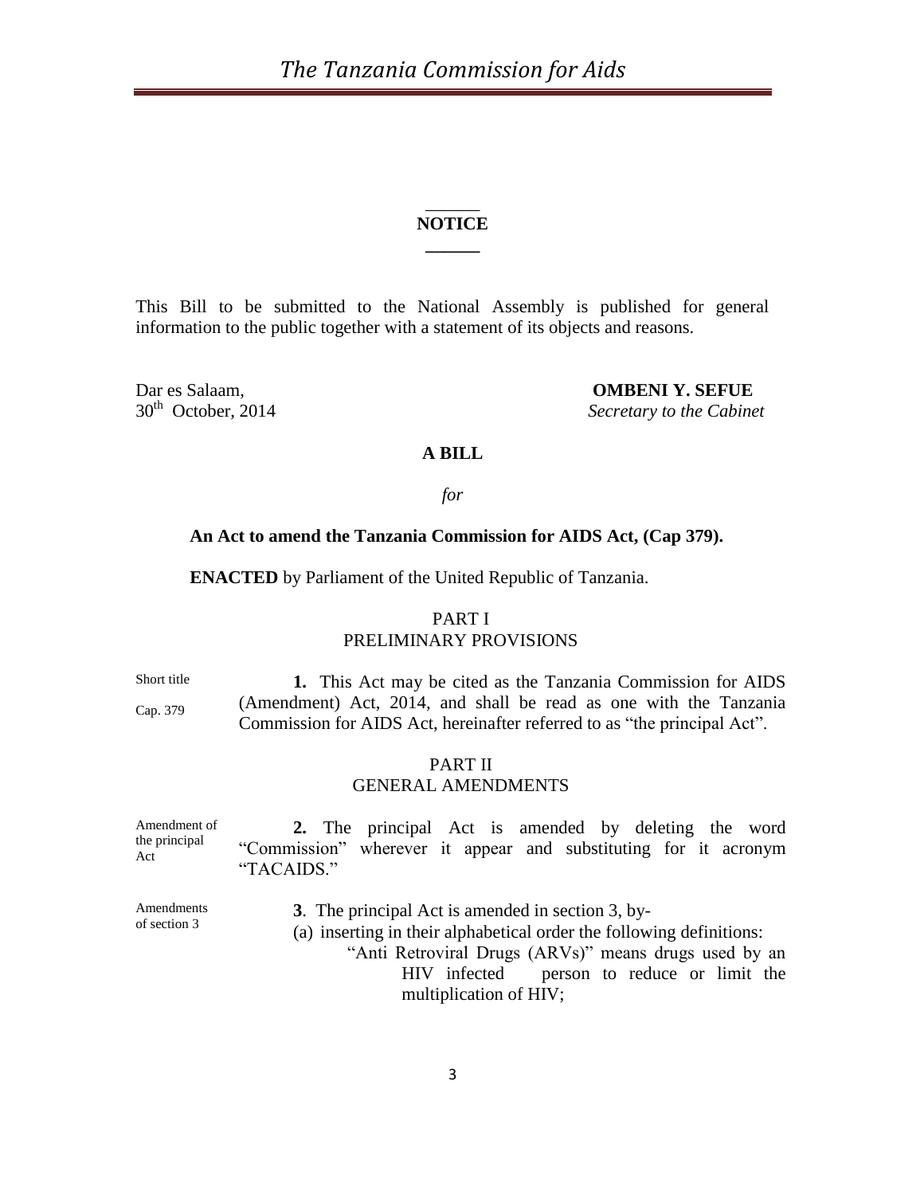## NOTICE

This Bill to be submitted to the National Assembly is published for general information to the public together with a statement of its objects and reasons.

Dar es Salaam,
30th October, 2014

**OMBENI Y. SEFUE**
*Secretary to the Cabinet*

**A BILL**

*for*

**An Act to amend the Tanzania Commission for AIDS Act, (Cap 379).**

**ENACTED** by Parliament of the United Republic of Tanzania.

PART I
PRELIMINARY PROVISIONS

Short title
Cap. 379

**1.** This Act may be cited as the Tanzania Commission for AIDS (Amendment) Act, 2014, and shall be read as one with the Tanzania Commission for AIDS Act, hereinafter referred to as "the principal Act".

PART II
GENERAL AMENDMENTS

Amendment of the principal Act

**2.** The principal Act is amended by deleting the word "Commission" wherever it appear and substituting for it acronym "TACAIDS."

Amendments of section 3

**3**. The principal Act is amended in section 3, by-

(a) inserting in their alphabetical order the following definitions:

"Anti Retroviral Drugs (ARVs)" means drugs used by an HIV infected person to reduce or limit the multiplication of HIV;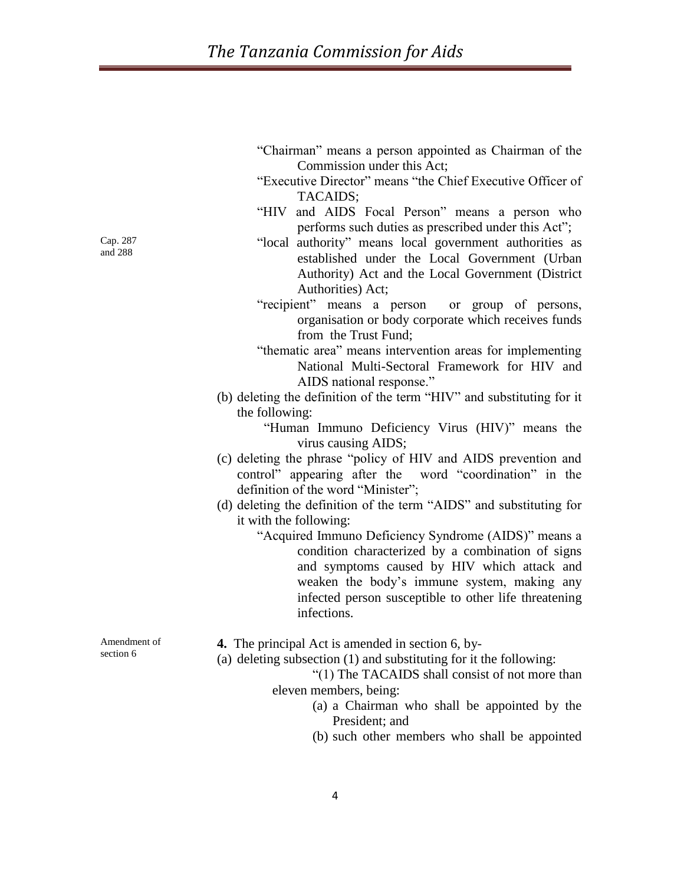"Chairman" means a person appointed as Chairman of the Commission under this Act;

"Executive Director" means "the Chief Executive Officer of TACAIDS;

"HIV and AIDS Focal Person" means a person who performs such duties as prescribed under this Act";

Cap. 287 and 288

"local authority" means local government authorities as established under the Local Government (Urban Authority) Act and the Local Government (District Authorities) Act;

"recipient" means a person or group of persons, organisation or body corporate which receives funds from the Trust Fund;

"thematic area" means intervention areas for implementing National Multi-Sectoral Framework for HIV and AIDS national response."

(b) deleting the definition of the term "HIV" and substituting for it the following:

"Human Immuno Deficiency Virus (HIV)" means the virus causing AIDS;

(c) deleting the phrase "policy of HIV and AIDS prevention and control" appearing after the word "coordination" in the definition of the word "Minister";

(d) deleting the definition of the term "AIDS" and substituting for it with the following:

"Acquired Immuno Deficiency Syndrome (AIDS)" means a condition characterized by a combination of signs and symptoms caused by HIV which attack and weaken the body's immune system, making any infected person susceptible to other life threatening infections.

Amendment of section 6

**4.** The principal Act is amended in section 6, by-

(a) deleting subsection (1) and substituting for it the following:

"(1) The TACAIDS shall consist of not more than eleven members, being:

(a) a Chairman who shall be appointed by the President; and

(b) such other members who shall be appointed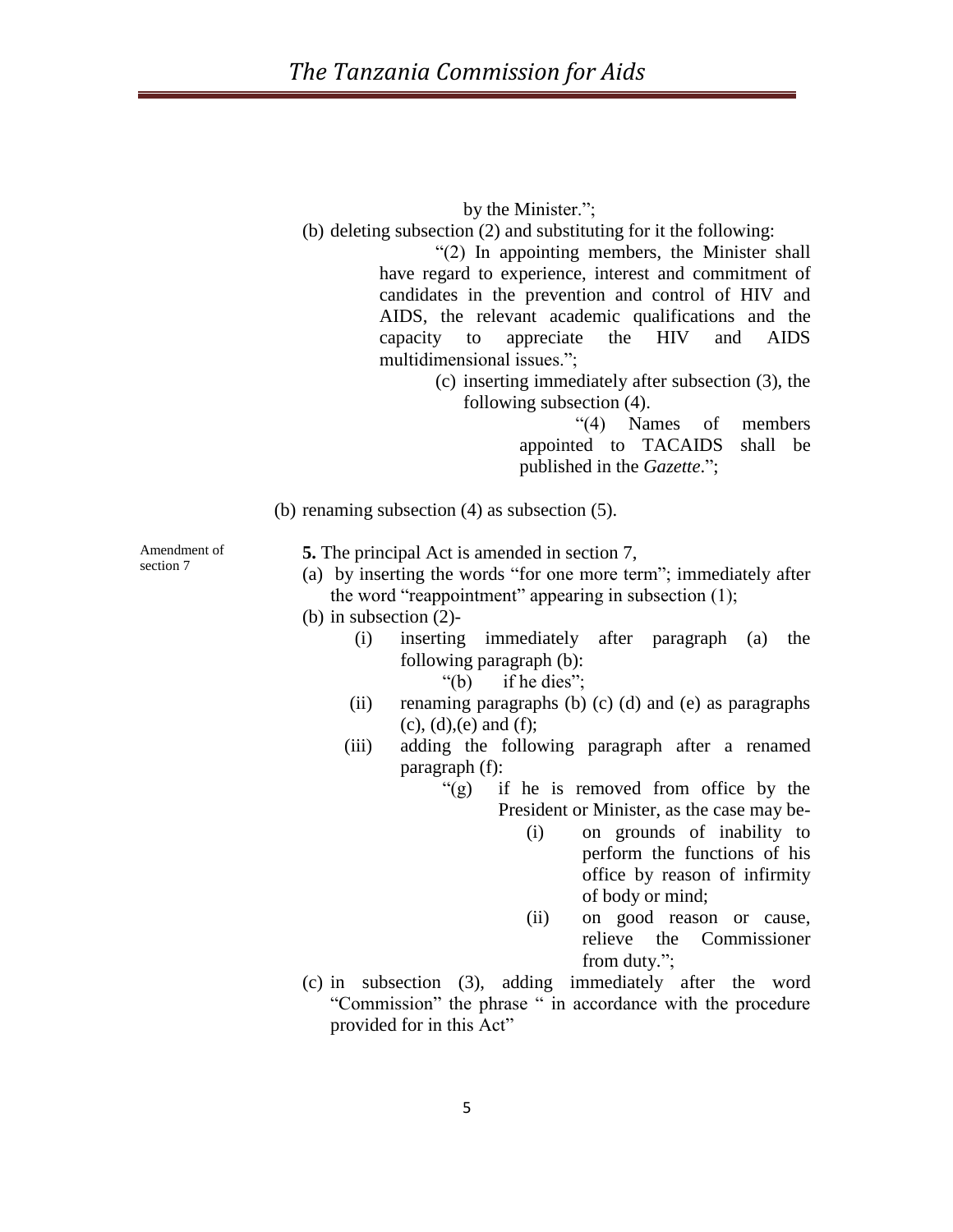by the Minister.";

(b) deleting subsection (2) and substituting for it the following:

"(2) In appointing members, the Minister shall have regard to experience, interest and commitment of candidates in the prevention and control of HIV and AIDS, the relevant academic qualifications and the capacity to appreciate the HIV and AIDS multidimensional issues.";

(c) inserting immediately after subsection (3), the following subsection (4).

"(4) Names of members appointed to TACAIDS shall be published in the *Gazette*.";

(b) renaming subsection (4) as subsection (5).

Amendment of section 7

**5.** The principal Act is amended in section 7,

(a) by inserting the words "for one more term"; immediately after the word "reappointment" appearing in subsection (1);

(b) in subsection (2)-

(i) inserting immediately after paragraph (a) the following paragraph (b):

"(b) if he dies";

(ii) renaming paragraphs (b) (c) (d) and (e) as paragraphs (c), (d),(e) and (f);

(iii) adding the following paragraph after a renamed paragraph (f):

"(g) if he is removed from office by the President or Minister, as the case may be-

(i) on grounds of inability to perform the functions of his office by reason of infirmity of body or mind;

(ii) on good reason or cause, relieve the Commissioner from duty.";

(c) in subsection (3), adding immediately after the word "Commission" the phrase " in accordance with the procedure provided for in this Act"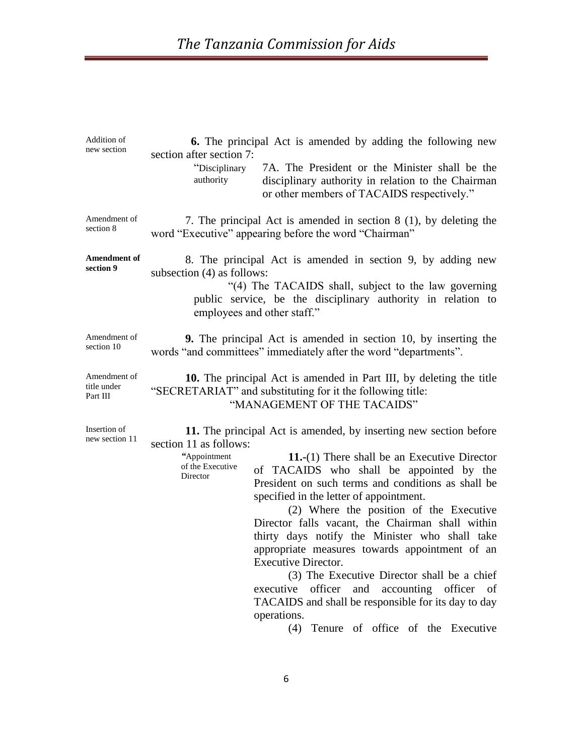Addition of new section

**6.** The principal Act is amended by adding the following new section after section 7:

"Disciplinary authority

7A. The President or the Minister shall be the disciplinary authority in relation to the Chairman or other members of TACAIDS respectively."

Amendment of section 8

7. The principal Act is amended in section 8 (1), by deleting the word "Executive" appearing before the word "Chairman"

**Amendment of section 9**

8. The principal Act is amended in section 9, by adding new subsection (4) as follows:

"(4) The TACAIDS shall, subject to the law governing public service, be the disciplinary authority in relation to employees and other staff."

Amendment of section 10

**9.** The principal Act is amended in section 10, by inserting the words "and committees" immediately after the word "departments".

Amendment of title under Part III

**10.** The principal Act is amended in Part III, by deleting the title "SECRETARIAT" and substituting for it the following title:

"MANAGEMENT OF THE TACAIDS"

Insertion of new section 11

**11.** The principal Act is amended, by inserting new section before section 11 as follows:

"Appointment of the Executive Director

**11.**-(1) There shall be an Executive Director of TACAIDS who shall be appointed by the President on such terms and conditions as shall be specified in the letter of appointment.

(2) Where the position of the Executive Director falls vacant, the Chairman shall within thirty days notify the Minister who shall take appropriate measures towards appointment of an Executive Director.

(3) The Executive Director shall be a chief executive officer and accounting officer of TACAIDS and shall be responsible for its day to day operations.

(4) Tenure of office of the Executive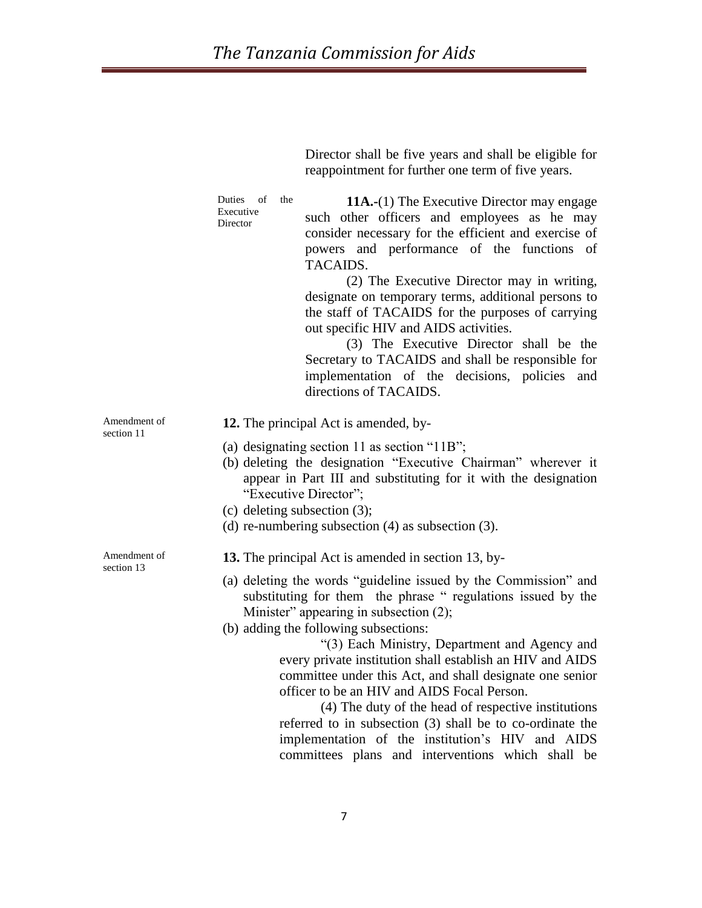Director shall be five years and shall be eligible for reappointment for further one term of five years.

Duties of the Executive Director

**11A.-**(1) The Executive Director may engage such other officers and employees as he may consider necessary for the efficient and exercise of powers and performance of the functions of TACAIDS.

(2) The Executive Director may in writing, designate on temporary terms, additional persons to the staff of TACAIDS for the purposes of carrying out specific HIV and AIDS activities.

(3) The Executive Director shall be the Secretary to TACAIDS and shall be responsible for implementation of the decisions, policies and directions of TACAIDS.

Amendment of section 11

**12.** The principal Act is amended, by-

(a) designating section 11 as section "11B";
(b) deleting the designation "Executive Chairman" wherever it appear in Part III and substituting for it with the designation "Executive Director";
(c) deleting subsection (3);
(d) re-numbering subsection (4) as subsection (3).

Amendment of section 13

**13.** The principal Act is amended in section 13, by-

(a) deleting the words "guideline issued by the Commission" and substituting for them the phrase " regulations issued by the Minister" appearing in subsection (2);
(b) adding the following subsections:

"(3) Each Ministry, Department and Agency and every private institution shall establish an HIV and AIDS committee under this Act, and shall designate one senior officer to be an HIV and AIDS Focal Person.

(4) The duty of the head of respective institutions referred to in subsection (3) shall be to co-ordinate the implementation of the institution's HIV and AIDS committees plans and interventions which shall be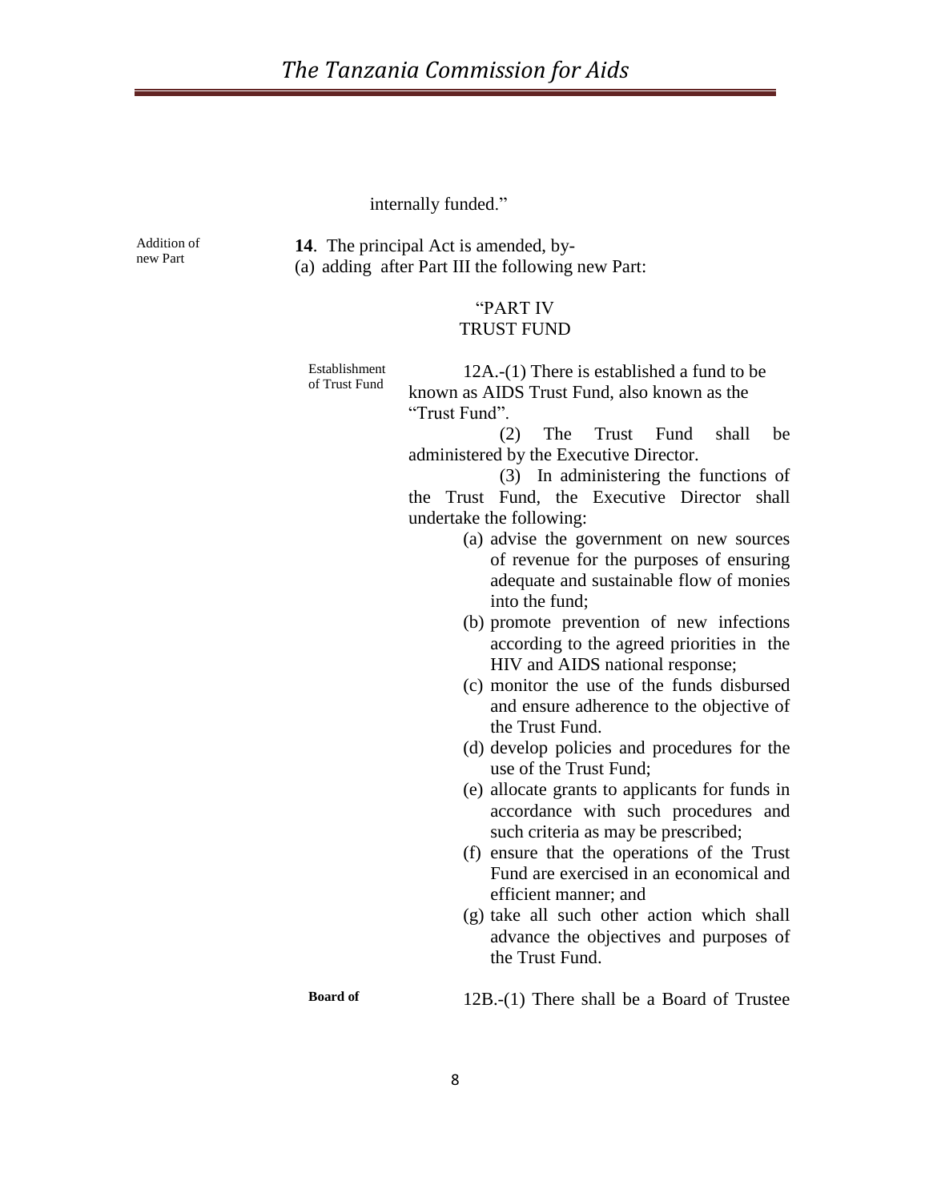internally funded."

Addition of new Part

**14**. The principal Act is amended, by-

(a) adding after Part III the following new Part:

"PART IV
TRUST FUND

Establishment of Trust Fund

12A.-(1) There is established a fund to be known as AIDS Trust Fund, also known as the "Trust Fund".

(2) The Trust Fund shall be administered by the Executive Director.

(3) In administering the functions of the Trust Fund, the Executive Director shall undertake the following:

(a) advise the government on new sources of revenue for the purposes of ensuring adequate and sustainable flow of monies into the fund;
(b) promote prevention of new infections according to the agreed priorities in the HIV and AIDS national response;
(c) monitor the use of the funds disbursed and ensure adherence to the objective of the Trust Fund.
(d) develop policies and procedures for the use of the Trust Fund;
(e) allocate grants to applicants for funds in accordance with such procedures and such criteria as may be prescribed;
(f) ensure that the operations of the Trust Fund are exercised in an economical and efficient manner; and
(g) take all such other action which shall advance the objectives and purposes of the Trust Fund.

**Board of**

12B.-(1) There shall be a Board of Trustee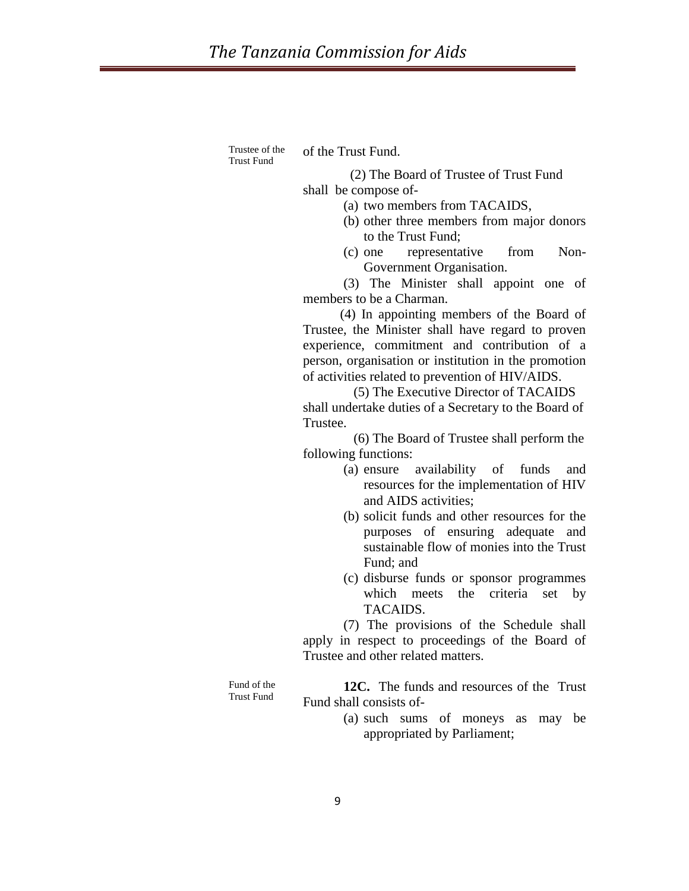Trustee of the Trust Fund

of the Trust Fund.

(2) The Board of Trustee of Trust Fund shall be compose of-

(a) two members from TACAIDS,
(b) other three members from major donors to the Trust Fund;
(c) one representative from Non-Government Organisation.

(3) The Minister shall appoint one of members to be a Charman.

(4) In appointing members of the Board of Trustee, the Minister shall have regard to proven experience, commitment and contribution of a person, organisation or institution in the promotion of activities related to prevention of HIV/AIDS.

(5) The Executive Director of TACAIDS shall undertake duties of a Secretary to the Board of Trustee.

(6) The Board of Trustee shall perform the following functions:

(a) ensure availability of funds and resources for the implementation of HIV and AIDS activities;
(b) solicit funds and other resources for the purposes of ensuring adequate and sustainable flow of monies into the Trust Fund; and
(c) disburse funds or sponsor programmes which meets the criteria set by TACAIDS.

(7) The provisions of the Schedule shall apply in respect to proceedings of the Board of Trustee and other related matters.

Fund of the Trust Fund

**12C.** The funds and resources of the Trust Fund shall consists of-

(a) such sums of moneys as may be appropriated by Parliament;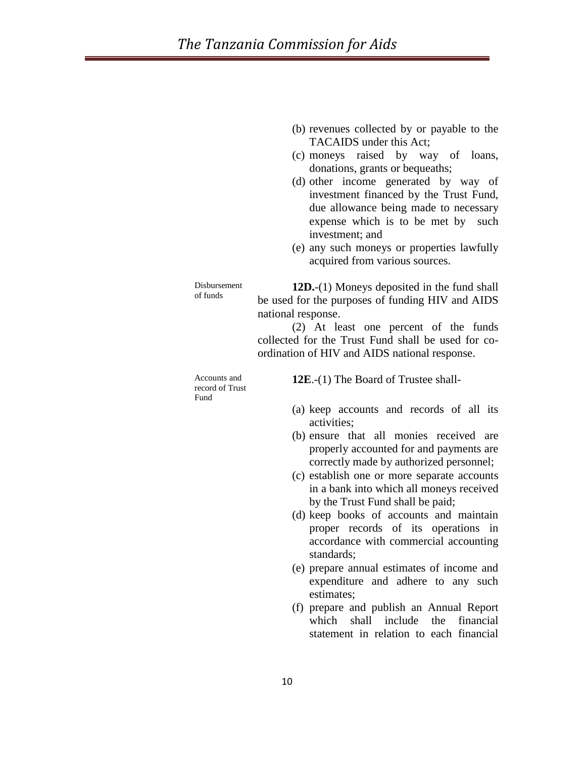(b) revenues collected by or payable to the TACAIDS under this Act;

(c) moneys raised by way of loans, donations, grants or bequeaths;

(d) other income generated by way of investment financed by the Trust Fund, due allowance being made to necessary expense which is to be met by such investment; and

(e) any such moneys or properties lawfully acquired from various sources.

Disbursement of funds

**12D.**-(1) Moneys deposited in the fund shall be used for the purposes of funding HIV and AIDS national response.

(2) At least one percent of the funds collected for the Trust Fund shall be used for co-ordination of HIV and AIDS national response.

Accounts and record of Trust Fund

**12E**.-(1) The Board of Trustee shall-

(a) keep accounts and records of all its activities;

(b) ensure that all monies received are properly accounted for and payments are correctly made by authorized personnel;

(c) establish one or more separate accounts in a bank into which all moneys received by the Trust Fund shall be paid;

(d) keep books of accounts and maintain proper records of its operations in accordance with commercial accounting standards;

(e) prepare annual estimates of income and expenditure and adhere to any such estimates;

(f) prepare and publish an Annual Report which shall include the financial statement in relation to each financial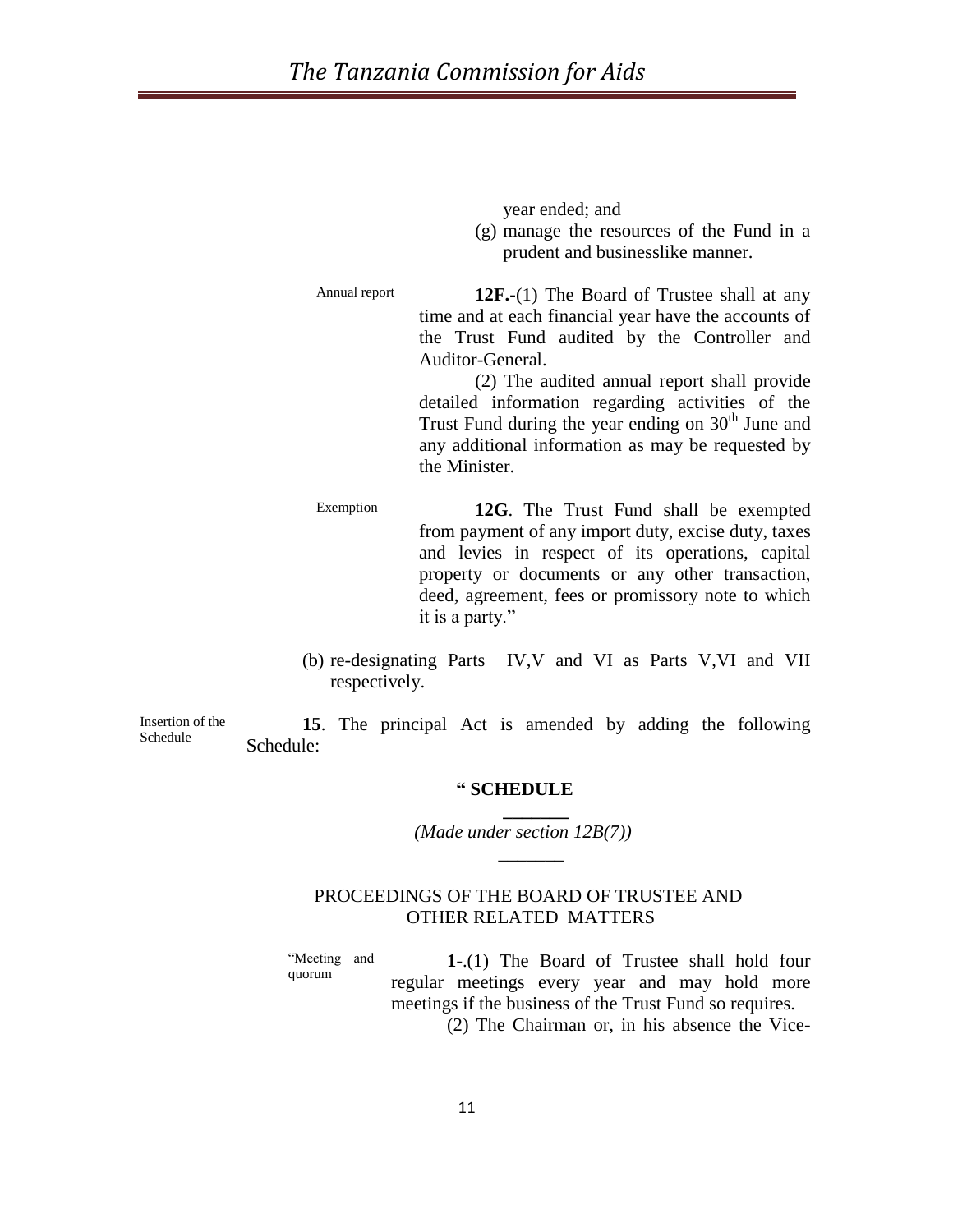year ended; and

(g) manage the resources of the Fund in a prudent and businesslike manner.

Annual report

**12F.-**(1) The Board of Trustee shall at any time and at each financial year have the accounts of the Trust Fund audited by the Controller and Auditor-General.

(2) The audited annual report shall provide detailed information regarding activities of the Trust Fund during the year ending on 30th June and any additional information as may be requested by the Minister.

Exemption

**12G**. The Trust Fund shall be exempted from payment of any import duty, excise duty, taxes and levies in respect of its operations, capital property or documents or any other transaction, deed, agreement, fees or promissory note to which it is a party."

(b) re-designating Parts IV,V and VI as Parts V,VI and VII respectively.

Insertion of the Schedule

**15**. The principal Act is amended by adding the following Schedule:

**" SCHEDULE**

*(Made under section 12B(7))*

PROCEEDINGS OF THE BOARD OF TRUSTEE AND OTHER RELATED MATTERS

"Meeting and quorum

**1**-.(1) The Board of Trustee shall hold four regular meetings every year and may hold more meetings if the business of the Trust Fund so requires.

(2) The Chairman or, in his absence the Vice-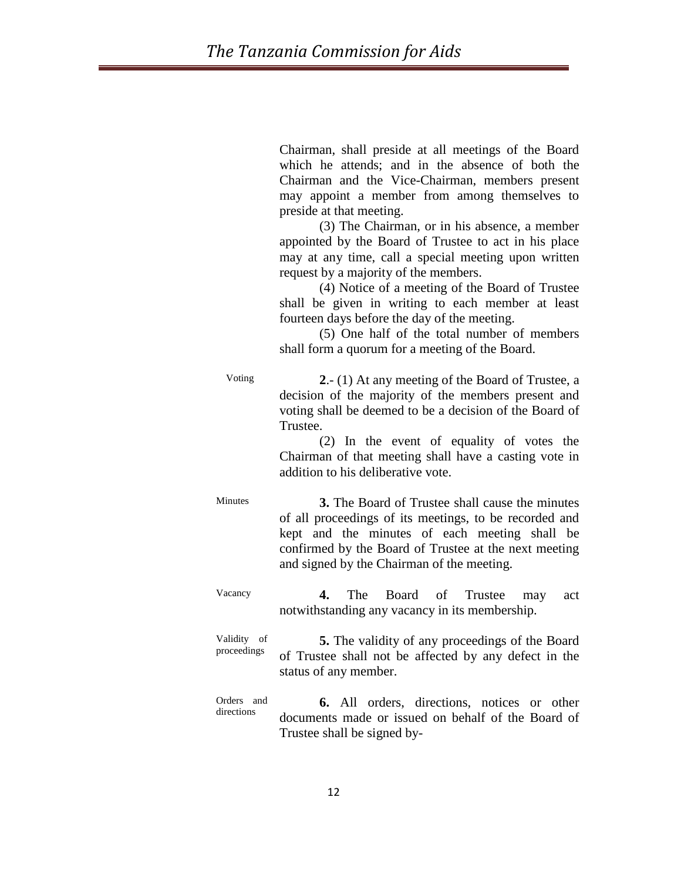Chairman, shall preside at all meetings of the Board which he attends; and in the absence of both the Chairman and the Vice-Chairman, members present may appoint a member from among themselves to preside at that meeting.

(3) The Chairman, or in his absence, a member appointed by the Board of Trustee to act in his place may at any time, call a special meeting upon written request by a majority of the members.

(4) Notice of a meeting of the Board of Trustee shall be given in writing to each member at least fourteen days before the day of the meeting.

(5) One half of the total number of members shall form a quorum for a meeting of the Board.

Voting

**2**.- (1) At any meeting of the Board of Trustee, a decision of the majority of the members present and voting shall be deemed to be a decision of the Board of Trustee.

(2) In the event of equality of votes the Chairman of that meeting shall have a casting vote in addition to his deliberative vote.

Minutes

**3.** The Board of Trustee shall cause the minutes of all proceedings of its meetings, to be recorded and kept and the minutes of each meeting shall be confirmed by the Board of Trustee at the next meeting and signed by the Chairman of the meeting.

Vacancy

**4.** The Board of Trustee may act notwithstanding any vacancy in its membership.

Validity of proceedings

**5.** The validity of any proceedings of the Board of Trustee shall not be affected by any defect in the status of any member.

Orders and directions

**6.** All orders, directions, notices or other documents made or issued on behalf of the Board of Trustee shall be signed by-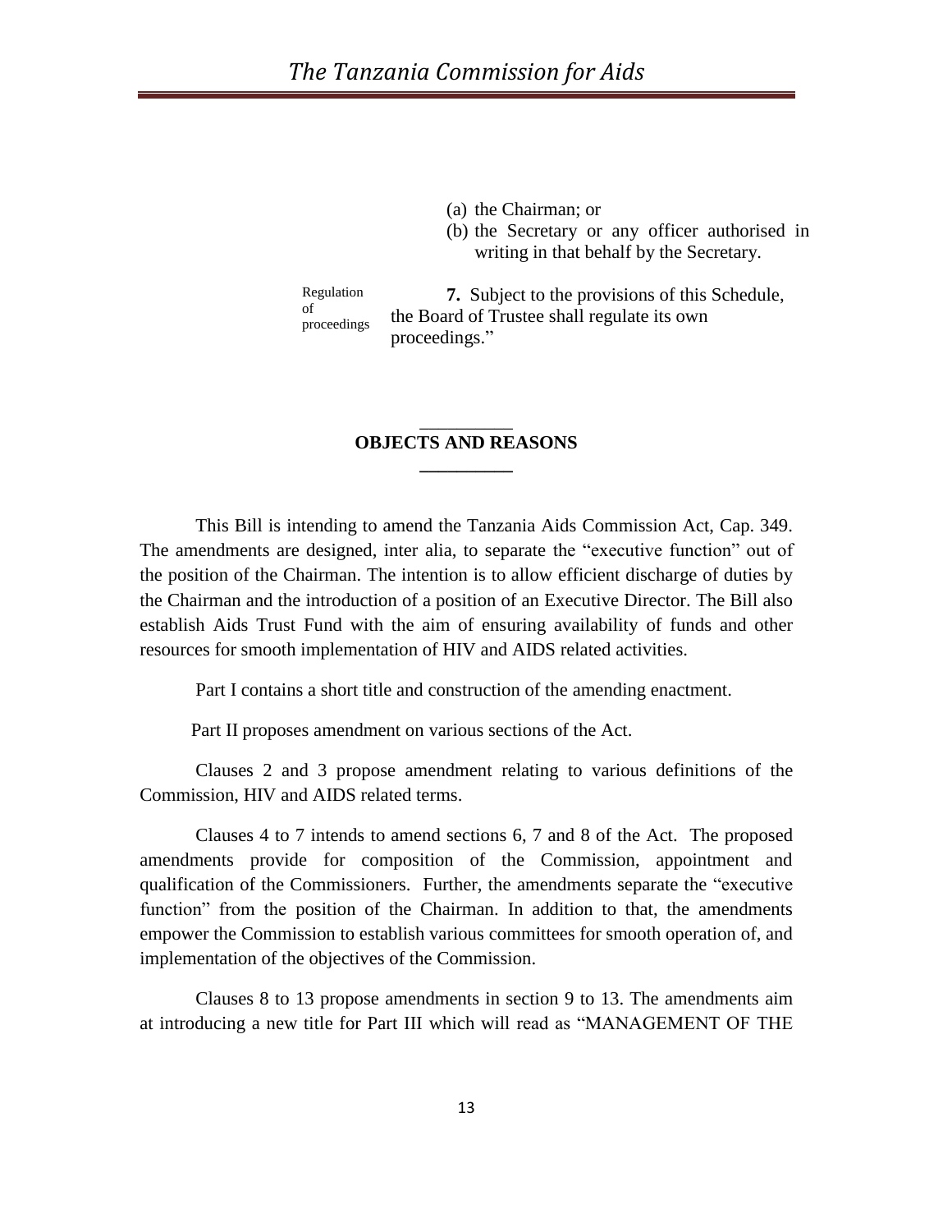(a) the Chairman; or

(b) the Secretary or any officer authorised in writing in that behalf by the Secretary.

Regulation of proceedings

**7.** Subject to the provisions of this Schedule, the Board of Trustee shall regulate its own proceedings."

## OBJECTS AND REASONS

This Bill is intending to amend the Tanzania Aids Commission Act, Cap. 349. The amendments are designed, inter alia, to separate the "executive function" out of the position of the Chairman. The intention is to allow efficient discharge of duties by the Chairman and the introduction of a position of an Executive Director. The Bill also establish Aids Trust Fund with the aim of ensuring availability of funds and other resources for smooth implementation of HIV and AIDS related activities.

Part I contains a short title and construction of the amending enactment.

Part II proposes amendment on various sections of the Act.

Clauses 2 and 3 propose amendment relating to various definitions of the Commission, HIV and AIDS related terms.

Clauses 4 to 7 intends to amend sections 6, 7 and 8 of the Act. The proposed amendments provide for composition of the Commission, appointment and qualification of the Commissioners. Further, the amendments separate the "executive function" from the position of the Chairman. In addition to that, the amendments empower the Commission to establish various committees for smooth operation of, and implementation of the objectives of the Commission.

Clauses 8 to 13 propose amendments in section 9 to 13. The amendments aim at introducing a new title for Part III which will read as "MANAGEMENT OF THE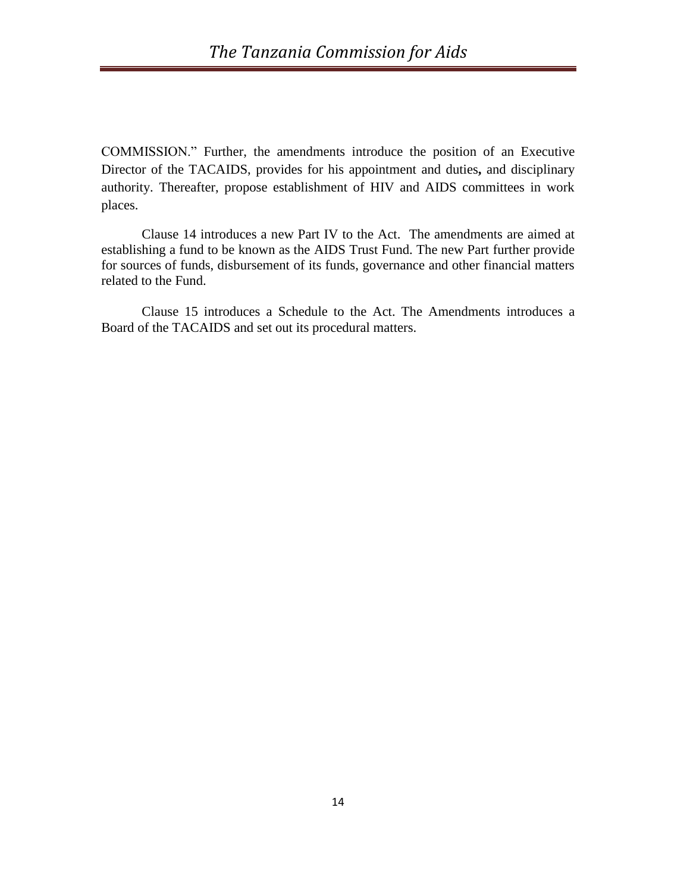COMMISSION." Further, the amendments introduce the position of an Executive Director of the TACAIDS, provides for his appointment and duties**,** and disciplinary authority. Thereafter, propose establishment of HIV and AIDS committees in work places.

Clause 14 introduces a new Part IV to the Act. The amendments are aimed at establishing a fund to be known as the AIDS Trust Fund. The new Part further provide for sources of funds, disbursement of its funds, governance and other financial matters related to the Fund.

Clause 15 introduces a Schedule to the Act. The Amendments introduces a Board of the TACAIDS and set out its procedural matters.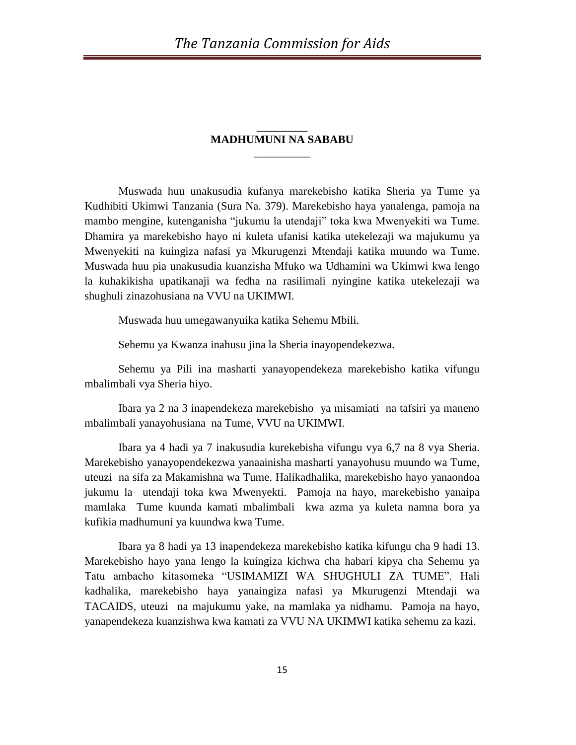## MADHUMUNI NA SABABU

Muswada huu unakusudia kufanya marekebisho katika Sheria ya Tume ya Kudhibiti Ukimwi Tanzania (Sura Na. 379). Marekebisho haya yanalenga, pamoja na mambo mengine, kutenganisha "jukumu la utendaji" toka kwa Mwenyekiti wa Tume. Dhamira ya marekebisho hayo ni kuleta ufanisi katika utekelezaji wa majukumu ya Mwenyekiti na kuingiza nafasi ya Mkurugenzi Mtendaji katika muundo wa Tume. Muswada huu pia unakusudia kuanzisha Mfuko wa Udhamini wa Ukimwi kwa lengo la kuhakikisha upatikanaji wa fedha na rasilimali nyingine katika utekelezaji wa shughuli zinazohusiana na VVU na UKIMWI.

Muswada huu umegawanyuika katika Sehemu Mbili.

Sehemu ya Kwanza inahusu jina la Sheria inayopendekezwa.

Sehemu ya Pili ina masharti yanayopendekeza marekebisho katika vifungu mbalimbali vya Sheria hiyo.

Ibara ya 2 na 3 inapendekeza marekebisho ya misamiati na tafsiri ya maneno mbalimbali yanayohusiana na Tume, VVU na UKIMWI.

Ibara ya 4 hadi ya 7 inakusudia kurekebisha vifungu vya 6,7 na 8 vya Sheria. Marekebisho yanayopendekezwa yanaainisha masharti yanayohusu muundo wa Tume, uteuzi na sifa za Makamishna wa Tume. Halikadhalika, marekebisho hayo yanaondoa jukumu la utendaji toka kwa Mwenyekti. Pamoja na hayo, marekebisho yanaipa mamlaka Tume kuunda kamati mbalimbali kwa azma ya kuleta namna bora ya kufikia madhumuni ya kuundwa kwa Tume.

Ibara ya 8 hadi ya 13 inapendekeza marekebisho katika kifungu cha 9 hadi 13. Marekebisho hayo yana lengo la kuingiza kichwa cha habari kipya cha Sehemu ya Tatu ambacho kitasomeka "USIMAMIZI WA SHUGHULI ZA TUME". Hali kadhalika, marekebisho haya yanaingiza nafasi ya Mkurugenzi Mtendaji wa TACAIDS, uteuzi na majukumu yake, na mamlaka ya nidhamu. Pamoja na hayo, yanapendekeza kuanzishwa kwa kamati za VVU NA UKIMWI katika sehemu za kazi.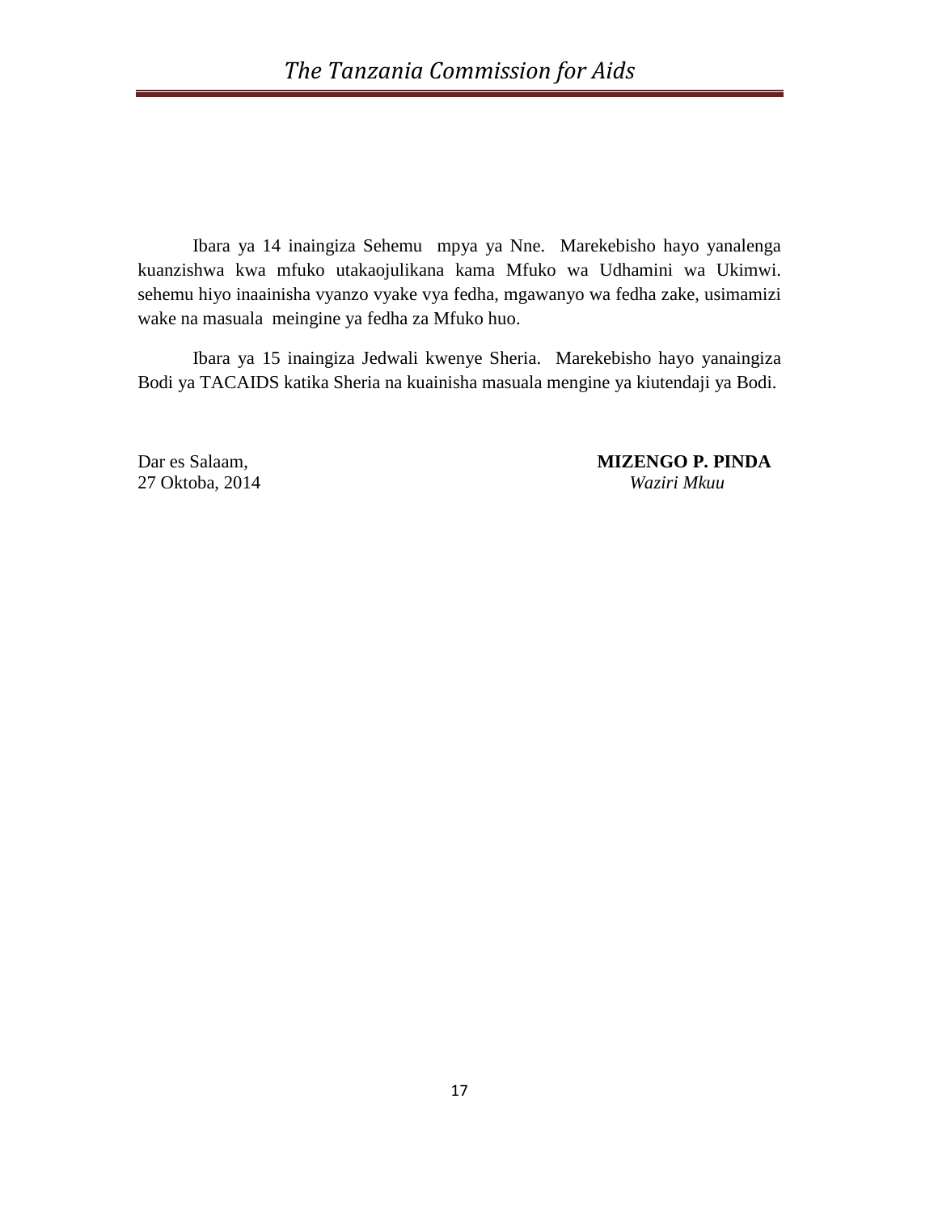Ibara ya 14 inaingiza Sehemu mpya ya Nne. Marekebisho hayo yanalenga kuanzishwa kwa mfuko utakaojulikana kama Mfuko wa Udhamini wa Ukimwi. sehemu hiyo inaainisha vyanzo vyake vya fedha, mgawanyo wa fedha zake, usimamizi wake na masuala meingine ya fedha za Mfuko huo.

Ibara ya 15 inaingiza Jedwali kwenye Sheria. Marekebisho hayo yanaingiza Bodi ya TACAIDS katika Sheria na kuainisha masuala mengine ya kiutendaji ya Bodi.

Dar es Salaam,
27 Oktoba, 2014

**MIZENGO P. PINDA**
*Waziri Mkuu*